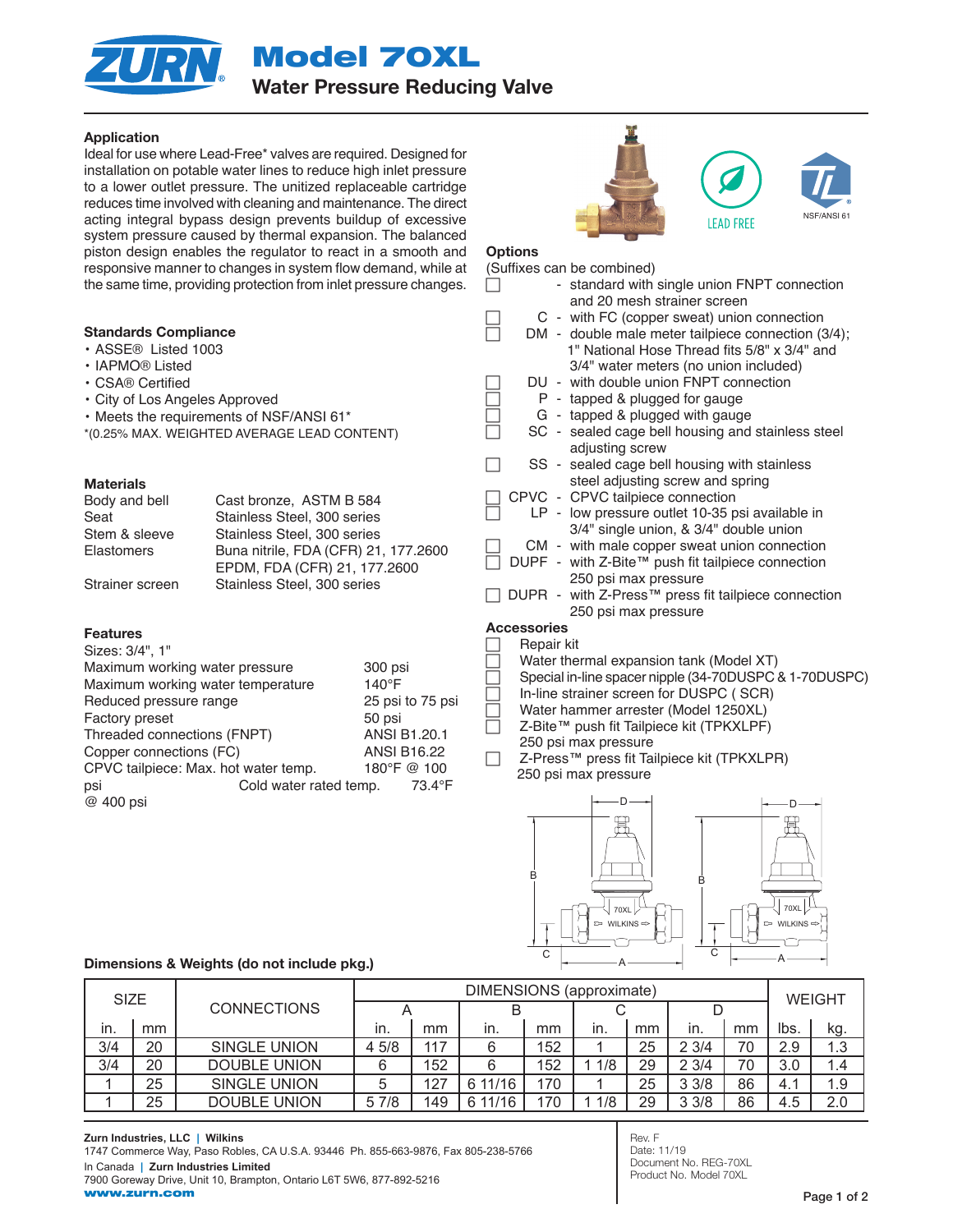# Model 70XL

## Water Pressure Reducing Valve

### Application

Ideal for use where Lead-Free* valves are required. Designed for installation on potable water lines to reduce high inlet pressure to a lower outlet pressure. The unitized replaceable cartridge reduces time involved with cleaning and maintenance. The direct acting integral bypass design prevents buildup of excessive system pressure caused by thermal expansion. The balanced piston design enables the regulator to react in a smooth and responsive manner to changes in system flow demand, while at the same time, providing protection from inlet pressure changes.

### Standards Compliance

- ASSE® Listed 1003
- IAPMO® Listed
- CSA® Certified
- City of Los Angeles Approved
- Meets the requirements of NSF/ANSI 61*

*(0.25% MAX. WEIGHTED AVERAGE LEAD CONTENT)

### Materials

| | |
|---|---|
| Body and bell | Cast bronze, ASTM B 584 |
| Seat | Stainless Steel, 300 series |
| Stem & sleeve | Stainless Steel, 300 series |
| Elastomers | Buna nitrile, FDA (CFR) 21, 177.2600<br>EPDM, FDA (CFR) 21, 177.2600 |
| Strainer screen | Stainless Steel, 300 series |

### Features

Sizes: 3/4", 1"

| | |
|---|---|
| Maximum working water pressure | 300 psi |
| Maximum working water temperature | 140°F |
| Reduced pressure range | 25 psi to 75 psi |
| Factory preset | 50 psi |
| Threaded connections (FNPT) | ANSI B1.20.1 |
| Copper connections (FC) | ANSI B16.22 |
| CPVC tailpiece: Max. hot water temp. | 180°F @ 100 psi |
| Cold water rated temp. | 73.4°F @ 400 psi |

LEAD FREE

NSF/ANSI 61

### Options

(Suffixes can be combined)

- ☐ - standard with single union FNPT connection and 20 mesh strainer screen
- ☐ C - with FC (copper sweat) union connection
- ☐ DM - double male meter tailpiece connection (3/4); 1" National Hose Thread fits 5/8" x 3/4" and 3/4" water meters (no union included)
- ☐ DU - with double union FNPT connection
- ☐ P - tapped & plugged for gauge
- ☐ G - tapped & plugged with gauge
- ☐ SC - sealed cage bell housing and stainless steel adjusting screw
- ☐ SS - sealed cage bell housing with stainless steel adjusting screw and spring
- ☐ CPVC - CPVC tailpiece connection
- ☐ LP - low pressure outlet 10-35 psi available in 3/4" single union, & 3/4" double union
- ☐ CM - with male copper sweat union connection
- ☐ DUPF - with Z-Bite™ push fit tailpiece connection 250 psi max pressure
- ☐ DUPR - with Z-Press™ press fit tailpiece connection 250 psi max pressure

### Accessories

- ☐ Repair kit
- ☐ Water thermal expansion tank (Model XT)
- ☐ Special in-line spacer nipple (34-70DUSPC & 1-70DUSPC)
- ☐ In-line strainer screen for DUSPC ( SCR)
- ☐ Water hammer arrester (Model 1250XL)
- ☐ Z-Bite™ push fit Tailpiece kit (TPKXLPF) 250 psi max pressure
- ☐ Z-Press™ press fit Tailpiece kit (TPKXLPR) 250 psi max pressure

### Dimensions & Weights (do not include pkg.)

| SIZE | | CONNECTIONS | DIMENSIONS (approximate) | | | | | | | | WEIGHT | |
|---|---|---|---|---|---|---|---|---|---|---|---|---|
| | | | A | | B | | C | | D | | | |
| in. | mm | | in. | mm | in. | mm | in. | mm | in. | mm | lbs. | kg. |
| 3/4 | 20 | SINGLE UNION | 4 5/8 | 117 | 6 | 152 | 1 | 25 | 2 3/4 | 70 | 2.9 | 1.3 |
| 3/4 | 20 | DOUBLE UNION | 6 | 152 | 6 | 152 | 1 1/8 | 29 | 2 3/4 | 70 | 3.0 | 1.4 |
| 1 | 25 | SINGLE UNION | 5 | 127 | 6 11/16 | 170 | 1 | 25 | 3 3/8 | 86 | 4.1 | 1.9 |
| 1 | 25 | DOUBLE UNION | 5 7/8 | 149 | 6 11/16 | 170 | 1 1/8 | 29 | 3 3/8 | 86 | 4.5 | 2.0 |

**Zurn Industries, LLC | Wilkins**
1747 Commerce Way, Paso Robles, CA U.S.A. 93446 Ph. 855-663-9876, Fax 805-238-5766
In Canada | **Zurn Industries Limited**
7900 Goreway Drive, Unit 10, Brampton, Ontario L6T 5W6, 877-892-5216
**www.zurn.com**

Rev. F
Date: 11/19
Document No. REG-70XL
Product No. Model 70XL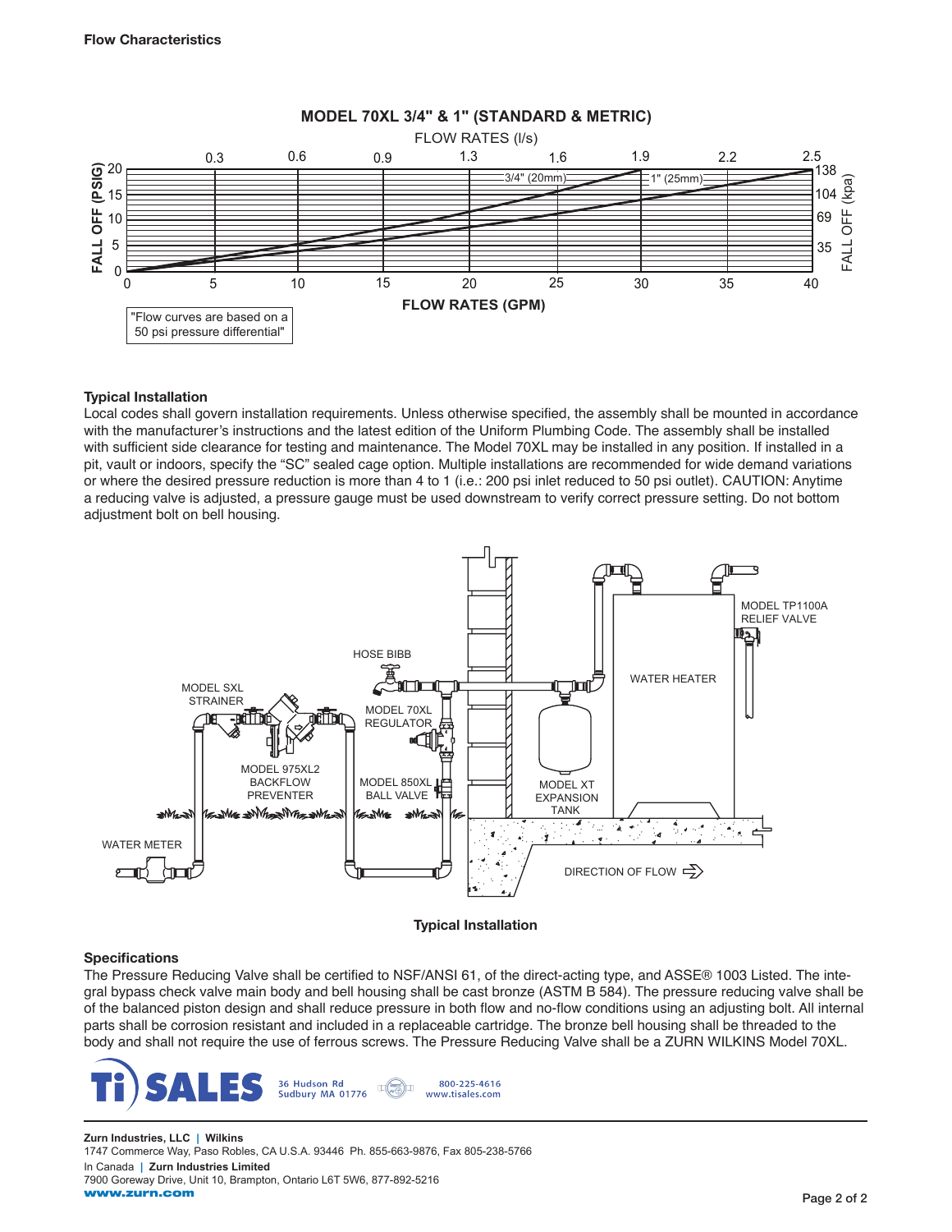## Flow Characteristics

**MODEL 70XL 3/4" & 1" (STANDARD & METRIC)**

FLOW RATES (l/s)

0.3 0.6 0.9 1.3 1.6 1.9 2.2 2.5

FALL OFF (PSIG)

0 5 10 15 20

FALL OFF (kpa)

35 69 104 138

3/4" (20mm)

1" (25mm)

0 5 10 15 20 25 30 35 40

**FLOW RATES (GPM)**

"Flow curves are based on a 50 psi pressure differential"

### Typical Installation

Local codes shall govern installation requirements. Unless otherwise specified, the assembly shall be mounted in accordance with the manufacturer's instructions and the latest edition of the Uniform Plumbing Code. The assembly shall be installed with sufficient side clearance for testing and maintenance. The Model 70XL may be installed in any position. If installed in a pit, vault or indoors, specify the "SC" sealed cage option. Multiple installations are recommended for wide demand variations or where the desired pressure reduction is more than 4 to 1 (i.e.: 200 psi inlet reduced to 50 psi outlet). CAUTION: Anytime a reducing valve is adjusted, a pressure gauge must be used downstream to verify correct pressure setting. Do not bottom adjustment bolt on bell housing.

HOSE BIBB

MODEL SXL STRAINER

MODEL 70XL REGULATOR

MODEL 975XL2 BACKFLOW PREVENTER

MODEL 850XL BALL VALVE

WATER METER

MODEL XT EXPANSION TANK

WATER HEATER

MODEL TP1100A RELIEF VALVE

DIRECTION OF FLOW

**Typical Installation**

### Specifications

The Pressure Reducing Valve shall be certified to NSF/ANSI 61, of the direct-acting type, and ASSE® 1003 Listed. The integral bypass check valve main body and bell housing shall be cast bronze (ASTM B 584). The pressure reducing valve shall be of the balanced piston design and shall reduce pressure in both flow and no-flow conditions using an adjusting bolt. All internal parts shall be corrosion resistant and included in a replaceable cartridge. The bronze bell housing shall be threaded to the body and shall not require the use of ferrous screws. The Pressure Reducing Valve shall be a ZURN WILKINS Model 70XL.

Ti SALES
36 Hudson Rd
Sudbury MA 01776
800-225-4616
www.tisales.com

**Zurn Industries, LLC | Wilkins**
1747 Commerce Way, Paso Robles, CA U.S.A. 93446 Ph. 855-663-9876, Fax 805-238-5766
In Canada | **Zurn Industries Limited**
7900 Goreway Drive, Unit 10, Brampton, Ontario L6T 5W6, 877-892-5216
**www.zurn.com**